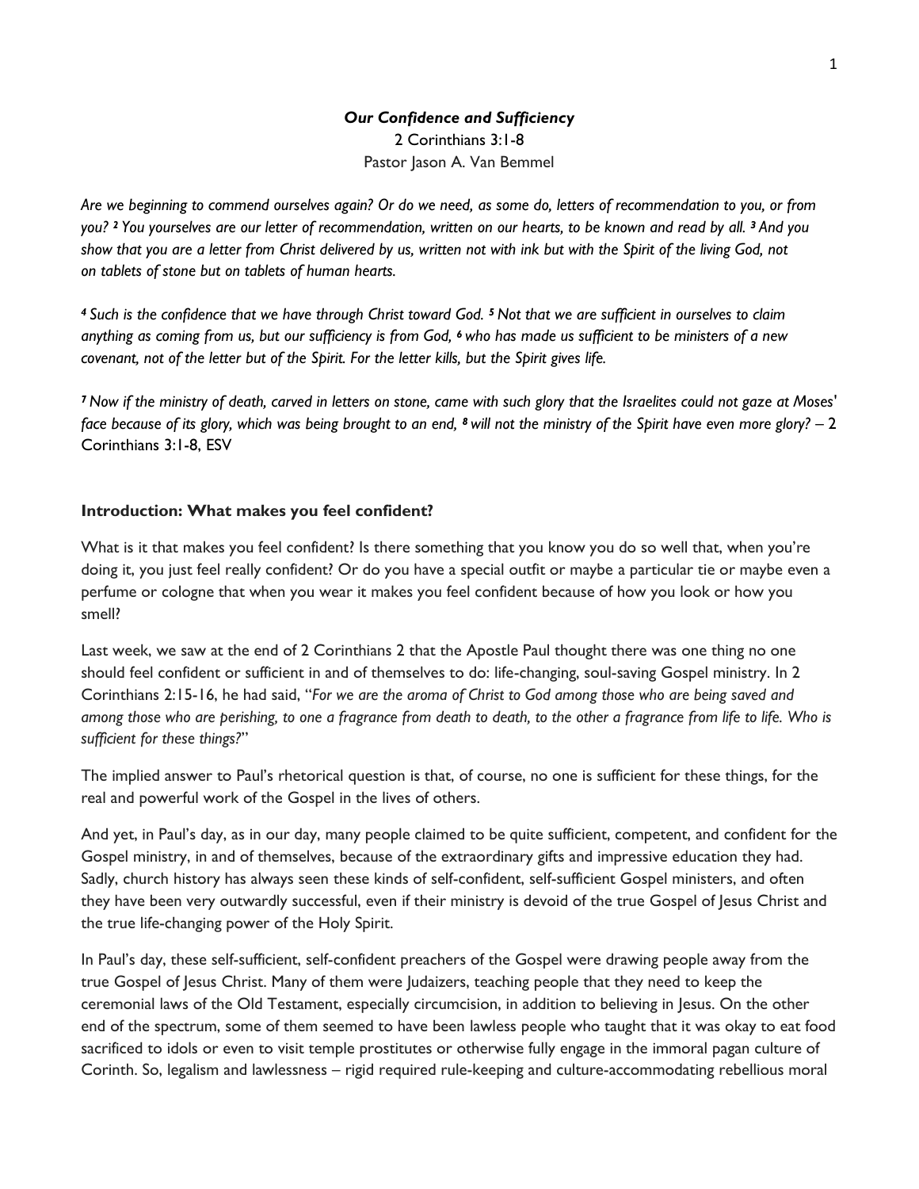***Our Confidence and Sufficiency***

2 Corinthians 3:1-8

Pastor Jason A. Van Bemmel

*Are we beginning to commend ourselves again? Or do we need, as some do, letters of recommendation to you, or from you? [2] You yourselves are our letter of recommendation, written on our hearts, to be known and read by all. [3] And you show that you are a letter from Christ delivered by us, written not with ink but with the Spirit of the living God, not on tablets of stone but on tablets of human hearts.*

*[4] Such is the confidence that we have through Christ toward God. [5] Not that we are sufficient in ourselves to claim anything as coming from us, but our sufficiency is from God, [6] who has made us sufficient to be ministers of a new covenant, not of the letter but of the Spirit. For the letter kills, but the Spirit gives life.*

*[7] Now if the ministry of death, carved in letters on stone, came with such glory that the Israelites could not gaze at Moses' face because of its glory, which was being brought to an end, [8] will not the ministry of the Spirit have even more glory?* – 2 Corinthians 3:1-8, ESV

**Introduction: What makes you feel confident?**

What is it that makes you feel confident? Is there something that you know you do so well that, when you're doing it, you just feel really confident? Or do you have a special outfit or maybe a particular tie or maybe even a perfume or cologne that when you wear it makes you feel confident because of how you look or how you smell?

Last week, we saw at the end of 2 Corinthians 2 that the Apostle Paul thought there was one thing no one should feel confident or sufficient in and of themselves to do: life-changing, soul-saving Gospel ministry. In 2 Corinthians 2:15-16, he had said, "*For we are the aroma of Christ to God among those who are being saved and among those who are perishing, to one a fragrance from death to death, to the other a fragrance from life to life. Who is sufficient for these things?*"

The implied answer to Paul's rhetorical question is that, of course, no one is sufficient for these things, for the real and powerful work of the Gospel in the lives of others.

And yet, in Paul's day, as in our day, many people claimed to be quite sufficient, competent, and confident for the Gospel ministry, in and of themselves, because of the extraordinary gifts and impressive education they had. Sadly, church history has always seen these kinds of self-confident, self-sufficient Gospel ministers, and often they have been very outwardly successful, even if their ministry is devoid of the true Gospel of Jesus Christ and the true life-changing power of the Holy Spirit.

In Paul's day, these self-sufficient, self-confident preachers of the Gospel were drawing people away from the true Gospel of Jesus Christ. Many of them were Judaizers, teaching people that they need to keep the ceremonial laws of the Old Testament, especially circumcision, in addition to believing in Jesus. On the other end of the spectrum, some of them seemed to have been lawless people who taught that it was okay to eat food sacrificed to idols or even to visit temple prostitutes or otherwise fully engage in the immoral pagan culture of Corinth. So, legalism and lawlessness – rigid required rule-keeping and culture-accommodating rebellious moral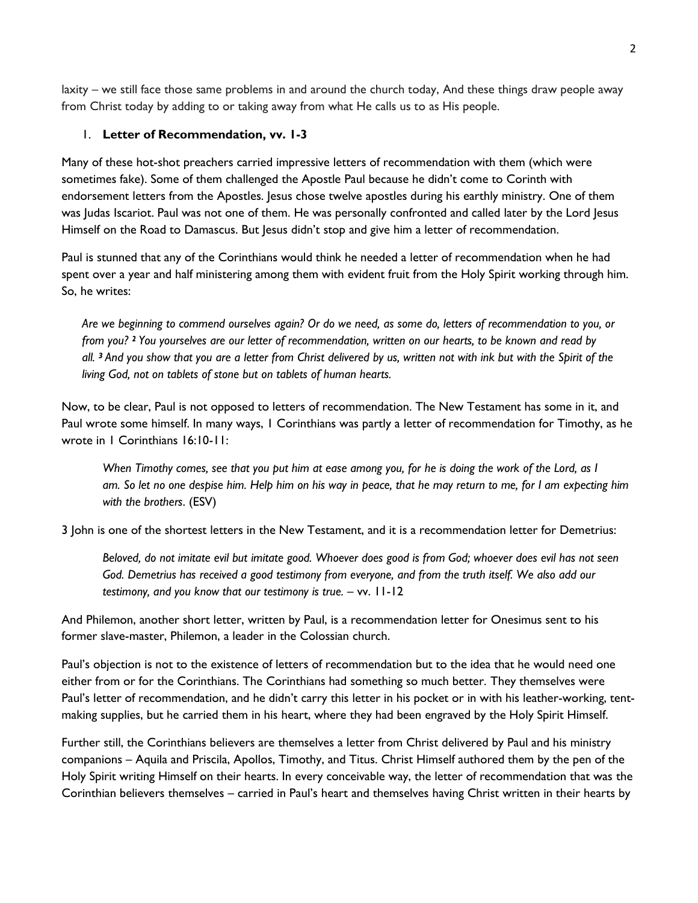laxity – we still face those same problems in and around the church today, And these things draw people away from Christ today by adding to or taking away from what He calls us to as His people.

1. **Letter of Recommendation, vv. 1-3**

Many of these hot-shot preachers carried impressive letters of recommendation with them (which were sometimes fake). Some of them challenged the Apostle Paul because he didn't come to Corinth with endorsement letters from the Apostles. Jesus chose twelve apostles during his earthly ministry. One of them was Judas Iscariot. Paul was not one of them. He was personally confronted and called later by the Lord Jesus Himself on the Road to Damascus. But Jesus didn't stop and give him a letter of recommendation.

Paul is stunned that any of the Corinthians would think he needed a letter of recommendation when he had spent over a year and half ministering among them with evident fruit from the Holy Spirit working through him. So, he writes:

> *Are we beginning to commend ourselves again? Or do we need, as some do, letters of recommendation to you, or from you? ² You yourselves are our letter of recommendation, written on our hearts, to be known and read by all. ³ And you show that you are a letter from Christ delivered by us, written not with ink but with the Spirit of the living God, not on tablets of stone but on tablets of human hearts.*

Now, to be clear, Paul is not opposed to letters of recommendation. The New Testament has some in it, and Paul wrote some himself. In many ways, 1 Corinthians was partly a letter of recommendation for Timothy, as he wrote in 1 Corinthians 16:10-11:

> *When Timothy comes, see that you put him at ease among you, for he is doing the work of the Lord, as I am. So let no one despise him. Help him on his way in peace, that he may return to me, for I am expecting him with the brothers*. (ESV)

3 John is one of the shortest letters in the New Testament, and it is a recommendation letter for Demetrius:

> *Beloved, do not imitate evil but imitate good. Whoever does good is from God; whoever does evil has not seen God. Demetrius has received a good testimony from everyone, and from the truth itself. We also add our testimony, and you know that our testimony is true.* – vv. 11-12

And Philemon, another short letter, written by Paul, is a recommendation letter for Onesimus sent to his former slave-master, Philemon, a leader in the Colossian church.

Paul's objection is not to the existence of letters of recommendation but to the idea that he would need one either from or for the Corinthians. The Corinthians had something so much better. They themselves were Paul's letter of recommendation, and he didn't carry this letter in his pocket or in with his leather-working, tent-making supplies, but he carried them in his heart, where they had been engraved by the Holy Spirit Himself.

Further still, the Corinthians believers are themselves a letter from Christ delivered by Paul and his ministry companions – Aquila and Priscila, Apollos, Timothy, and Titus. Christ Himself authored them by the pen of the Holy Spirit writing Himself on their hearts. In every conceivable way, the letter of recommendation that was the Corinthian believers themselves – carried in Paul's heart and themselves having Christ written in their hearts by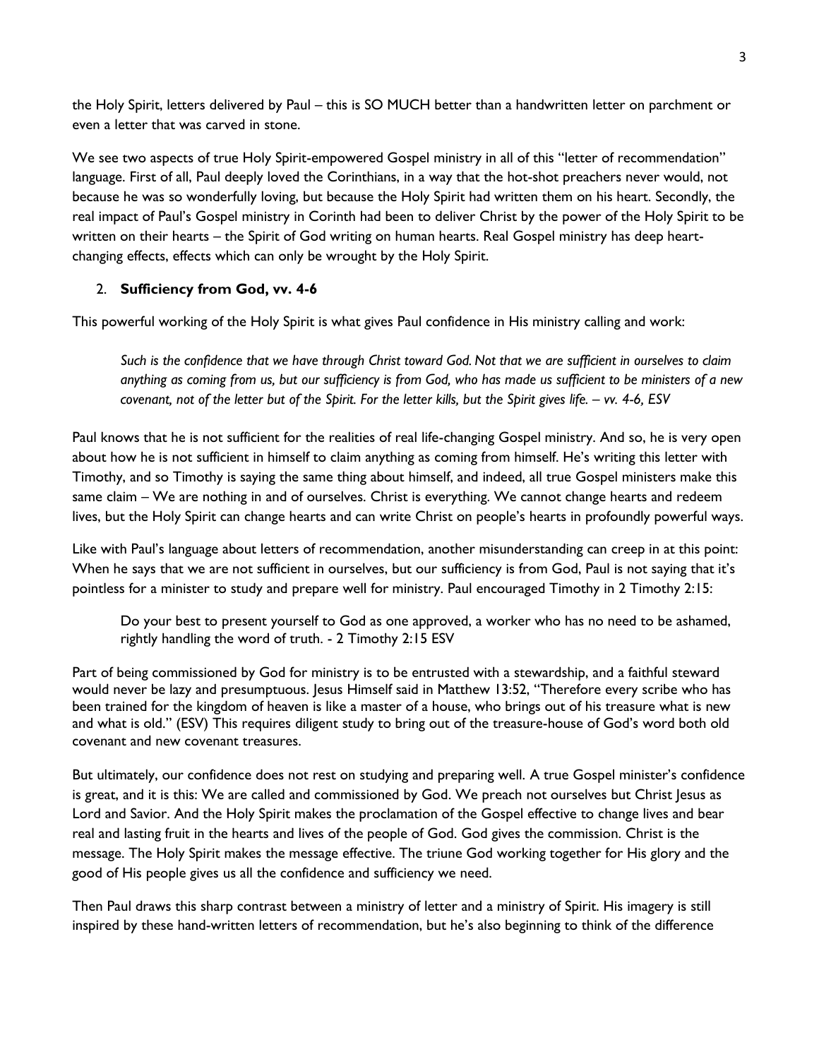the Holy Spirit, letters delivered by Paul – this is SO MUCH better than a handwritten letter on parchment or even a letter that was carved in stone.

We see two aspects of true Holy Spirit-empowered Gospel ministry in all of this "letter of recommendation" language. First of all, Paul deeply loved the Corinthians, in a way that the hot-shot preachers never would, not because he was so wonderfully loving, but because the Holy Spirit had written them on his heart. Secondly, the real impact of Paul's Gospel ministry in Corinth had been to deliver Christ by the power of the Holy Spirit to be written on their hearts – the Spirit of God writing on human hearts. Real Gospel ministry has deep heart-changing effects, effects which can only be wrought by the Holy Spirit.

2. **Sufficiency from God, vv. 4-6**

This powerful working of the Holy Spirit is what gives Paul confidence in His ministry calling and work:

> *Such is the confidence that we have through Christ toward God. Not that we are sufficient in ourselves to claim anything as coming from us, but our sufficiency is from God, who has made us sufficient to be ministers of a new covenant, not of the letter but of the Spirit. For the letter kills, but the Spirit gives life. – vv. 4-6, ESV*

Paul knows that he is not sufficient for the realities of real life-changing Gospel ministry. And so, he is very open about how he is not sufficient in himself to claim anything as coming from himself. He's writing this letter with Timothy, and so Timothy is saying the same thing about himself, and indeed, all true Gospel ministers make this same claim – We are nothing in and of ourselves. Christ is everything. We cannot change hearts and redeem lives, but the Holy Spirit can change hearts and can write Christ on people's hearts in profoundly powerful ways.

Like with Paul's language about letters of recommendation, another misunderstanding can creep in at this point: When he says that we are not sufficient in ourselves, but our sufficiency is from God, Paul is not saying that it's pointless for a minister to study and prepare well for ministry. Paul encouraged Timothy in 2 Timothy 2:15:

> Do your best to present yourself to God as one approved, a worker who has no need to be ashamed, rightly handling the word of truth. - 2 Timothy 2:15 ESV

Part of being commissioned by God for ministry is to be entrusted with a stewardship, and a faithful steward would never be lazy and presumptuous. Jesus Himself said in Matthew 13:52, "Therefore every scribe who has been trained for the kingdom of heaven is like a master of a house, who brings out of his treasure what is new and what is old." (ESV) This requires diligent study to bring out of the treasure-house of God's word both old covenant and new covenant treasures.

But ultimately, our confidence does not rest on studying and preparing well. A true Gospel minister's confidence is great, and it is this: We are called and commissioned by God. We preach not ourselves but Christ Jesus as Lord and Savior. And the Holy Spirit makes the proclamation of the Gospel effective to change lives and bear real and lasting fruit in the hearts and lives of the people of God. God gives the commission. Christ is the message. The Holy Spirit makes the message effective. The triune God working together for His glory and the good of His people gives us all the confidence and sufficiency we need.

Then Paul draws this sharp contrast between a ministry of letter and a ministry of Spirit. His imagery is still inspired by these hand-written letters of recommendation, but he's also beginning to think of the difference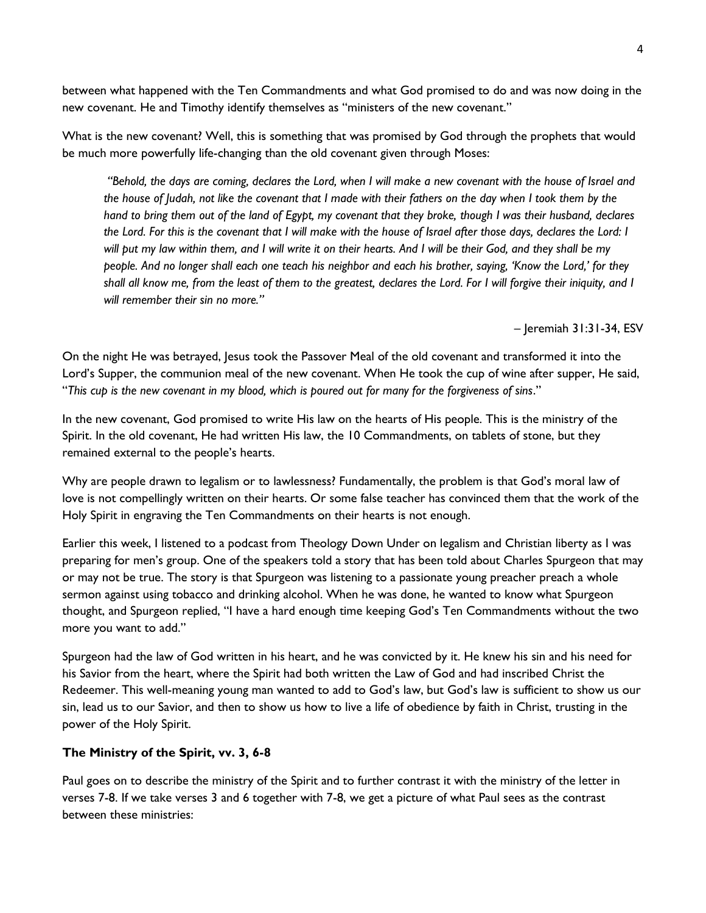between what happened with the Ten Commandments and what God promised to do and was now doing in the new covenant. He and Timothy identify themselves as "ministers of the new covenant."

What is the new covenant? Well, this is something that was promised by God through the prophets that would be much more powerfully life-changing than the old covenant given through Moses:

> *"Behold, the days are coming, declares the Lord, when I will make a new covenant with the house of Israel and the house of Judah, not like the covenant that I made with their fathers on the day when I took them by the hand to bring them out of the land of Egypt, my covenant that they broke, though I was their husband, declares the Lord. For this is the covenant that I will make with the house of Israel after those days, declares the Lord: I will put my law within them, and I will write it on their hearts. And I will be their God, and they shall be my people. And no longer shall each one teach his neighbor and each his brother, saying, 'Know the Lord,' for they shall all know me, from the least of them to the greatest, declares the Lord. For I will forgive their iniquity, and I will remember their sin no more."*
>
> – Jeremiah 31:31-34, ESV

On the night He was betrayed, Jesus took the Passover Meal of the old covenant and transformed it into the Lord's Supper, the communion meal of the new covenant. When He took the cup of wine after supper, He said, "*This cup is the new covenant in my blood, which is poured out for many for the forgiveness of sins*."

In the new covenant, God promised to write His law on the hearts of His people. This is the ministry of the Spirit. In the old covenant, He had written His law, the 10 Commandments, on tablets of stone, but they remained external to the people's hearts.

Why are people drawn to legalism or to lawlessness? Fundamentally, the problem is that God's moral law of love is not compellingly written on their hearts. Or some false teacher has convinced them that the work of the Holy Spirit in engraving the Ten Commandments on their hearts is not enough.

Earlier this week, I listened to a podcast from Theology Down Under on legalism and Christian liberty as I was preparing for men's group. One of the speakers told a story that has been told about Charles Spurgeon that may or may not be true. The story is that Spurgeon was listening to a passionate young preacher preach a whole sermon against using tobacco and drinking alcohol. When he was done, he wanted to know what Spurgeon thought, and Spurgeon replied, "I have a hard enough time keeping God's Ten Commandments without the two more you want to add."

Spurgeon had the law of God written in his heart, and he was convicted by it. He knew his sin and his need for his Savior from the heart, where the Spirit had both written the Law of God and had inscribed Christ the Redeemer. This well-meaning young man wanted to add to God's law, but God's law is sufficient to show us our sin, lead us to our Savior, and then to show us how to live a life of obedience by faith in Christ, trusting in the power of the Holy Spirit.

**The Ministry of the Spirit, vv. 3, 6-8**

Paul goes on to describe the ministry of the Spirit and to further contrast it with the ministry of the letter in verses 7-8. If we take verses 3 and 6 together with 7-8, we get a picture of what Paul sees as the contrast between these ministries: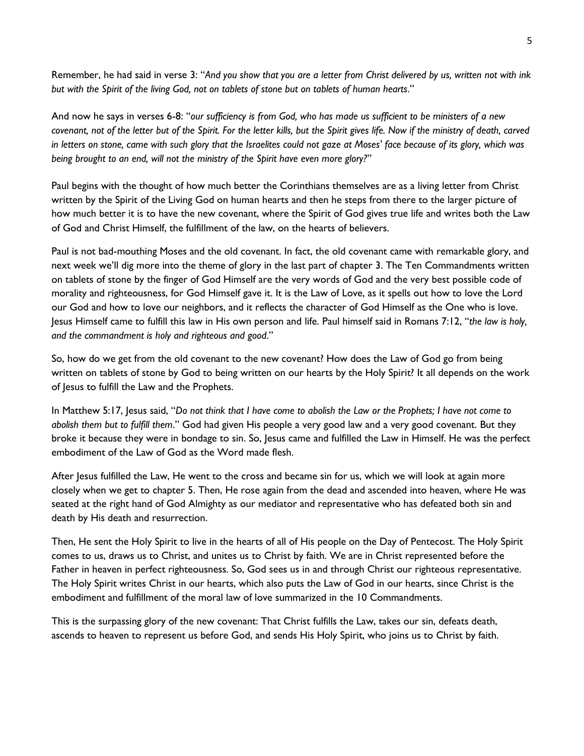Remember, he had said in verse 3: "*And you show that you are a letter from Christ delivered by us, written not with ink but with the Spirit of the living God, not on tablets of stone but on tablets of human hearts*."

And now he says in verses 6-8: "*our sufficiency is from God, who has made us sufficient to be ministers of a new covenant, not of the letter but of the Spirit. For the letter kills, but the Spirit gives life. Now if the ministry of death, carved in letters on stone, came with such glory that the Israelites could not gaze at Moses' face because of its glory, which was being brought to an end, will not the ministry of the Spirit have even more glory?*"

Paul begins with the thought of how much better the Corinthians themselves are as a living letter from Christ written by the Spirit of the Living God on human hearts and then he steps from there to the larger picture of how much better it is to have the new covenant, where the Spirit of God gives true life and writes both the Law of God and Christ Himself, the fulfillment of the law, on the hearts of believers.

Paul is not bad-mouthing Moses and the old covenant. In fact, the old covenant came with remarkable glory, and next week we'll dig more into the theme of glory in the last part of chapter 3. The Ten Commandments written on tablets of stone by the finger of God Himself are the very words of God and the very best possible code of morality and righteousness, for God Himself gave it. It is the Law of Love, as it spells out how to love the Lord our God and how to love our neighbors, and it reflects the character of God Himself as the One who is love. Jesus Himself came to fulfill this law in His own person and life. Paul himself said in Romans 7:12, "*the law is holy, and the commandment is holy and righteous and good*."

So, how do we get from the old covenant to the new covenant? How does the Law of God go from being written on tablets of stone by God to being written on our hearts by the Holy Spirit? It all depends on the work of Jesus to fulfill the Law and the Prophets.

In Matthew 5:17, Jesus said, "*Do not think that I have come to abolish the Law or the Prophets; I have not come to abolish them but to fulfill them*." God had given His people a very good law and a very good covenant. But they broke it because they were in bondage to sin. So, Jesus came and fulfilled the Law in Himself. He was the perfect embodiment of the Law of God as the Word made flesh.

After Jesus fulfilled the Law, He went to the cross and became sin for us, which we will look at again more closely when we get to chapter 5. Then, He rose again from the dead and ascended into heaven, where He was seated at the right hand of God Almighty as our mediator and representative who has defeated both sin and death by His death and resurrection.

Then, He sent the Holy Spirit to live in the hearts of all of His people on the Day of Pentecost. The Holy Spirit comes to us, draws us to Christ, and unites us to Christ by faith. We are in Christ represented before the Father in heaven in perfect righteousness. So, God sees us in and through Christ our righteous representative. The Holy Spirit writes Christ in our hearts, which also puts the Law of God in our hearts, since Christ is the embodiment and fulfillment of the moral law of love summarized in the 10 Commandments.

This is the surpassing glory of the new covenant: That Christ fulfills the Law, takes our sin, defeats death, ascends to heaven to represent us before God, and sends His Holy Spirit, who joins us to Christ by faith.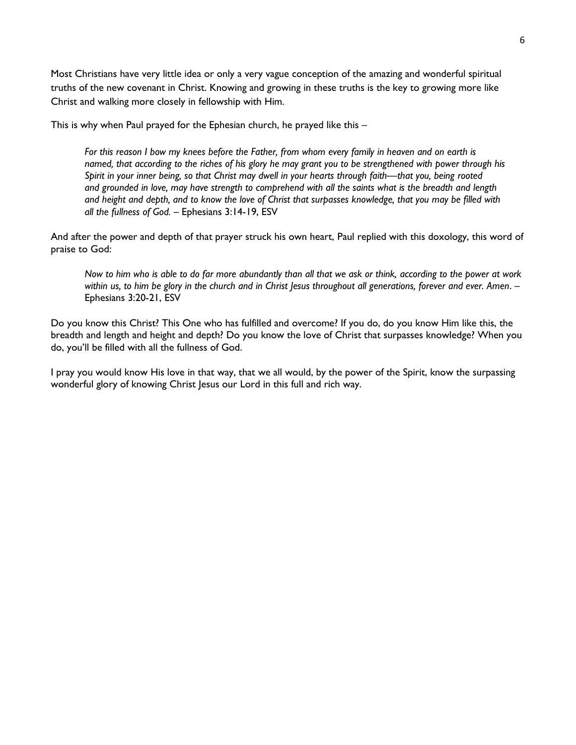Most Christians have very little idea or only a very vague conception of the amazing and wonderful spiritual truths of the new covenant in Christ. Knowing and growing in these truths is the key to growing more like Christ and walking more closely in fellowship with Him.

This is why when Paul prayed for the Ephesian church, he prayed like this –

> *For this reason I bow my knees before the Father, from whom every family in heaven and on earth is named, that according to the riches of his glory he may grant you to be strengthened with power through his Spirit in your inner being, so that Christ may dwell in your hearts through faith—that you, being rooted and grounded in love, may have strength to comprehend with all the saints what is the breadth and length and height and depth, and to know the love of Christ that surpasses knowledge, that you may be filled with all the fullness of God.* – Ephesians 3:14-19, ESV

And after the power and depth of that prayer struck his own heart, Paul replied with this doxology, this word of praise to God:

> *Now to him who is able to do far more abundantly than all that we ask or think, according to the power at work within us, to him be glory in the church and in Christ Jesus throughout all generations, forever and ever. Amen*. – Ephesians 3:20-21, ESV

Do you know this Christ? This One who has fulfilled and overcome? If you do, do you know Him like this, the breadth and length and height and depth? Do you know the love of Christ that surpasses knowledge? When you do, you'll be filled with all the fullness of God.

I pray you would know His love in that way, that we all would, by the power of the Spirit, know the surpassing wonderful glory of knowing Christ Jesus our Lord in this full and rich way.